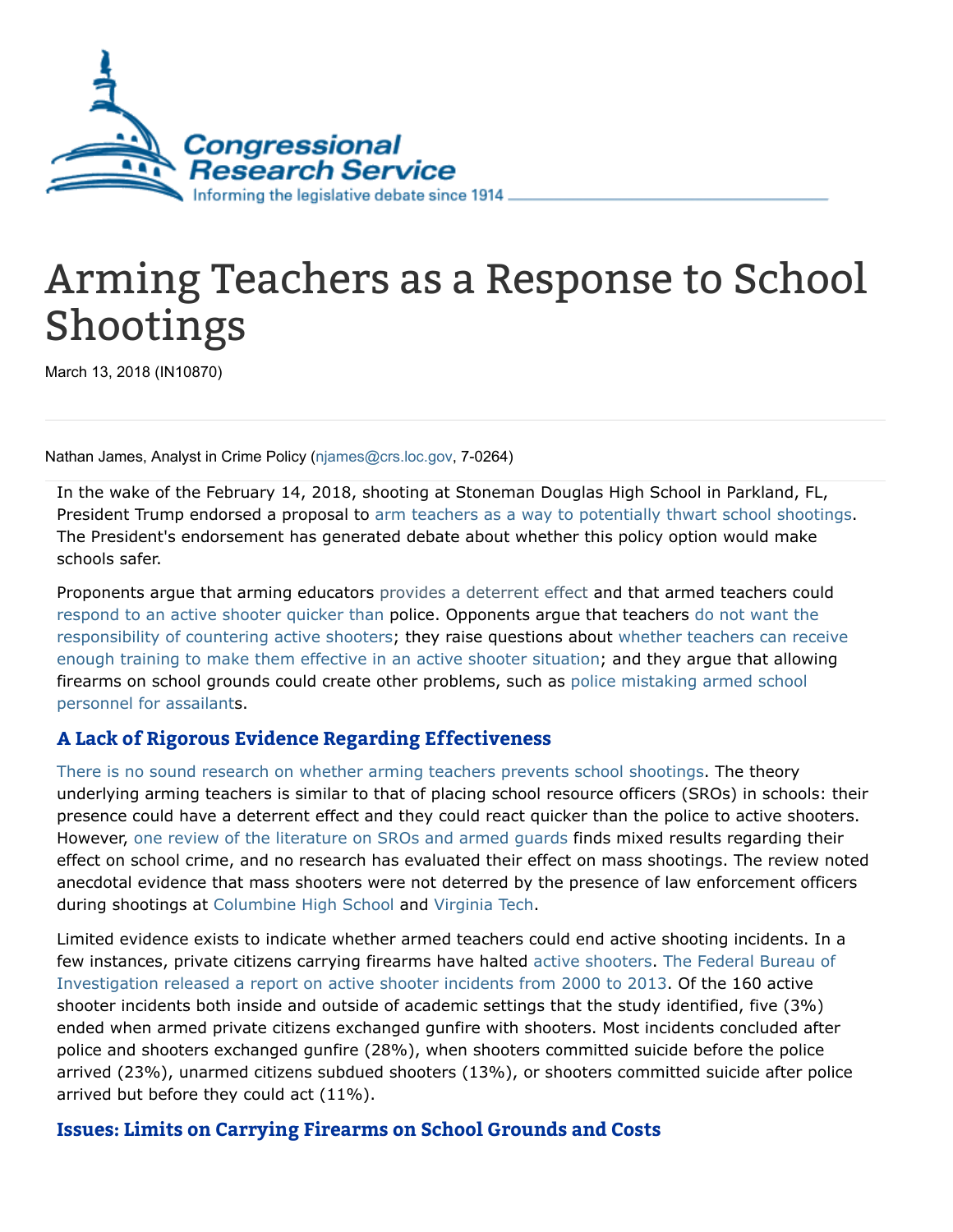Congressional Research Service
Informing the legislative debate since 1914

# Arming Teachers as a Response to School Shootings

March 13, 2018 (IN10870)

Nathan James, Analyst in Crime Policy (njames@crs.loc.gov, 7-0264)

In the wake of the February 14, 2018, shooting at Stoneman Douglas High School in Parkland, FL, President Trump endorsed a proposal to arm teachers as a way to potentially thwart school shootings. The President's endorsement has generated debate about whether this policy option would make schools safer.

Proponents argue that arming educators provides a deterrent effect and that armed teachers could respond to an active shooter quicker than police. Opponents argue that teachers do not want the responsibility of countering active shooters; they raise questions about whether teachers can receive enough training to make them effective in an active shooter situation; and they argue that allowing firearms on school grounds could create other problems, such as police mistaking armed school personnel for assailants.

## A Lack of Rigorous Evidence Regarding Effectiveness

There is no sound research on whether arming teachers prevents school shootings. The theory underlying arming teachers is similar to that of placing school resource officers (SROs) in schools: their presence could have a deterrent effect and they could react quicker than the police to active shooters. However, one review of the literature on SROs and armed guards finds mixed results regarding their effect on school crime, and no research has evaluated their effect on mass shootings. The review noted anecdotal evidence that mass shooters were not deterred by the presence of law enforcement officers during shootings at Columbine High School and Virginia Tech.

Limited evidence exists to indicate whether armed teachers could end active shooting incidents. In a few instances, private citizens carrying firearms have halted active shooters. The Federal Bureau of Investigation released a report on active shooter incidents from 2000 to 2013. Of the 160 active shooter incidents both inside and outside of academic settings that the study identified, five (3%) ended when armed private citizens exchanged gunfire with shooters. Most incidents concluded after police and shooters exchanged gunfire (28%), when shooters committed suicide before the police arrived (23%), unarmed citizens subdued shooters (13%), or shooters committed suicide after police arrived but before they could act (11%).

## Issues: Limits on Carrying Firearms on School Grounds and Costs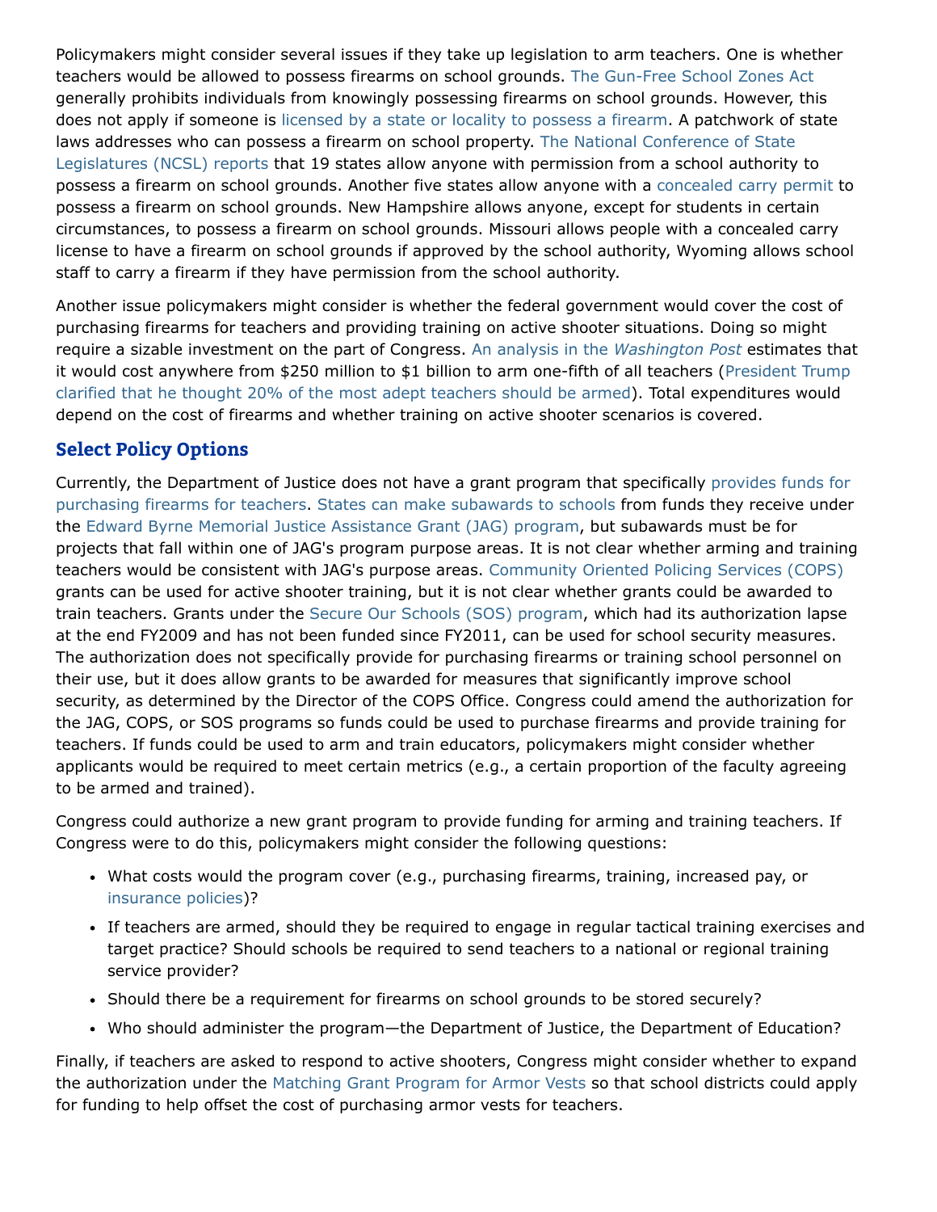Policymakers might consider several issues if they take up legislation to arm teachers. One is whether teachers would be allowed to possess firearms on school grounds. The Gun-Free School Zones Act generally prohibits individuals from knowingly possessing firearms on school grounds. However, this does not apply if someone is licensed by a state or locality to possess a firearm. A patchwork of state laws addresses who can possess a firearm on school property. The National Conference of State Legislatures (NCSL) reports that 19 states allow anyone with permission from a school authority to possess a firearm on school grounds. Another five states allow anyone with a concealed carry permit to possess a firearm on school grounds. New Hampshire allows anyone, except for students in certain circumstances, to possess a firearm on school grounds. Missouri allows people with a concealed carry license to have a firearm on school grounds if approved by the school authority, Wyoming allows school staff to carry a firearm if they have permission from the school authority.

Another issue policymakers might consider is whether the federal government would cover the cost of purchasing firearms for teachers and providing training on active shooter situations. Doing so might require a sizable investment on the part of Congress. An analysis in the *Washington Post* estimates that it would cost anywhere from $250 million to $1 billion to arm one-fifth of all teachers (President Trump clarified that he thought 20% of the most adept teachers should be armed). Total expenditures would depend on the cost of firearms and whether training on active shooter scenarios is covered.

## Select Policy Options

Currently, the Department of Justice does not have a grant program that specifically provides funds for purchasing firearms for teachers. States can make subawards to schools from funds they receive under the Edward Byrne Memorial Justice Assistance Grant (JAG) program, but subawards must be for projects that fall within one of JAG's program purpose areas. It is not clear whether arming and training teachers would be consistent with JAG's purpose areas. Community Oriented Policing Services (COPS) grants can be used for active shooter training, but it is not clear whether grants could be awarded to train teachers. Grants under the Secure Our Schools (SOS) program, which had its authorization lapse at the end FY2009 and has not been funded since FY2011, can be used for school security measures. The authorization does not specifically provide for purchasing firearms or training school personnel on their use, but it does allow grants to be awarded for measures that significantly improve school security, as determined by the Director of the COPS Office. Congress could amend the authorization for the JAG, COPS, or SOS programs so funds could be used to purchase firearms and provide training for teachers. If funds could be used to arm and train educators, policymakers might consider whether applicants would be required to meet certain metrics (e.g., a certain proportion of the faculty agreeing to be armed and trained).

Congress could authorize a new grant program to provide funding for arming and training teachers. If Congress were to do this, policymakers might consider the following questions:

- What costs would the program cover (e.g., purchasing firearms, training, increased pay, or insurance policies)?
- If teachers are armed, should they be required to engage in regular tactical training exercises and target practice? Should schools be required to send teachers to a national or regional training service provider?
- Should there be a requirement for firearms on school grounds to be stored securely?
- Who should administer the program—the Department of Justice, the Department of Education?

Finally, if teachers are asked to respond to active shooters, Congress might consider whether to expand the authorization under the Matching Grant Program for Armor Vests so that school districts could apply for funding to help offset the cost of purchasing armor vests for teachers.